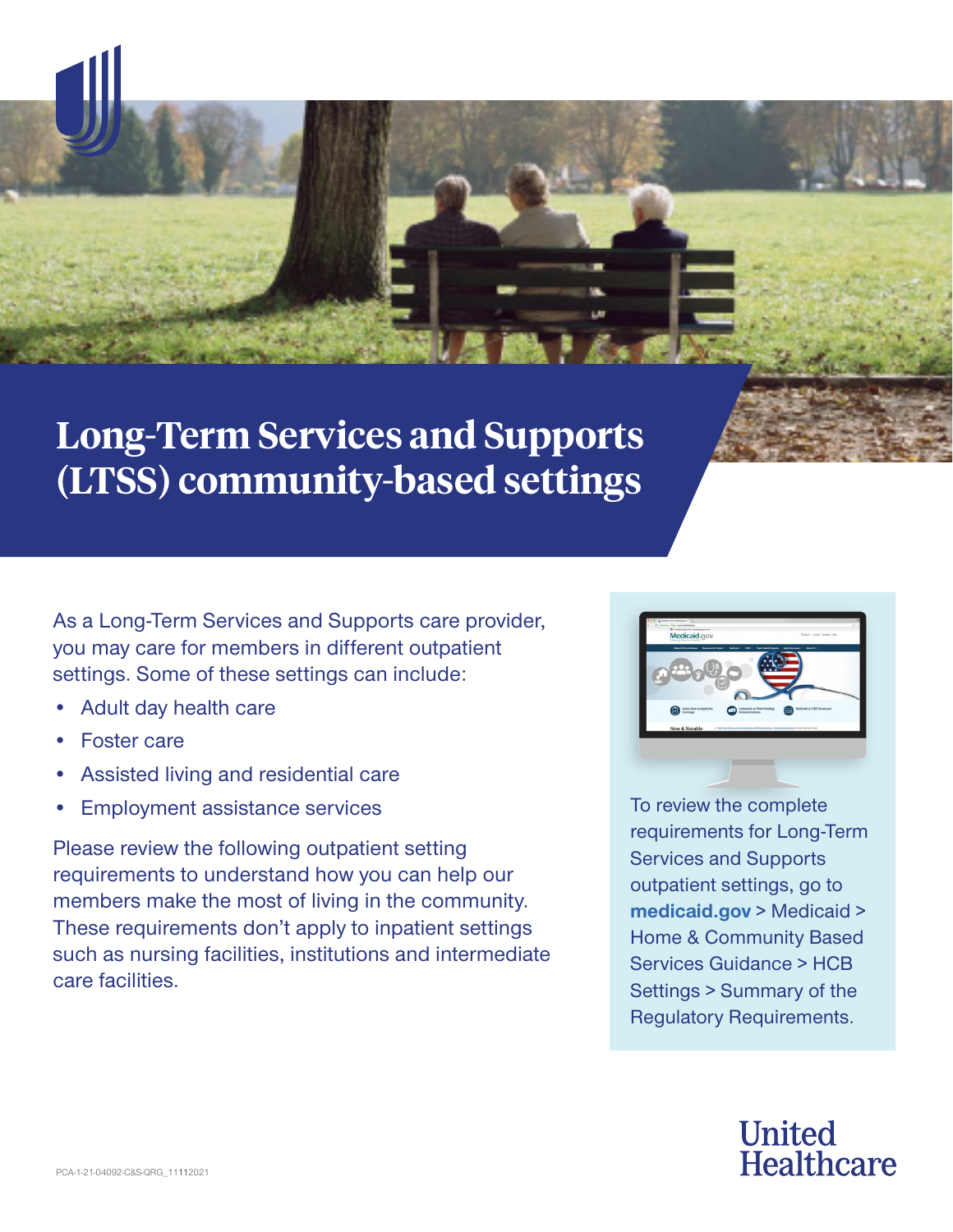# Long-Term Services and Supports (LTSS) community-based settings

As a Long-Term Services and Supports care provider, you may care for members in different outpatient settings. Some of these settings can include:

- Adult day health care
- Foster care
- Assisted living and residential care
- Employment assistance services

Please review the following outpatient setting requirements to understand how you can help our members make the most of living in the community. These requirements don't apply to inpatient settings such as nursing facilities, institutions and intermediate care facilities.

To review the complete requirements for Long-Term Services and Supports outpatient settings, go to **medicaid.gov** > Medicaid > Home & Community Based Services Guidance > HCB Settings > Summary of the Regulatory Requirements.

PCA-1-21-04092-C&S-QRG_11112021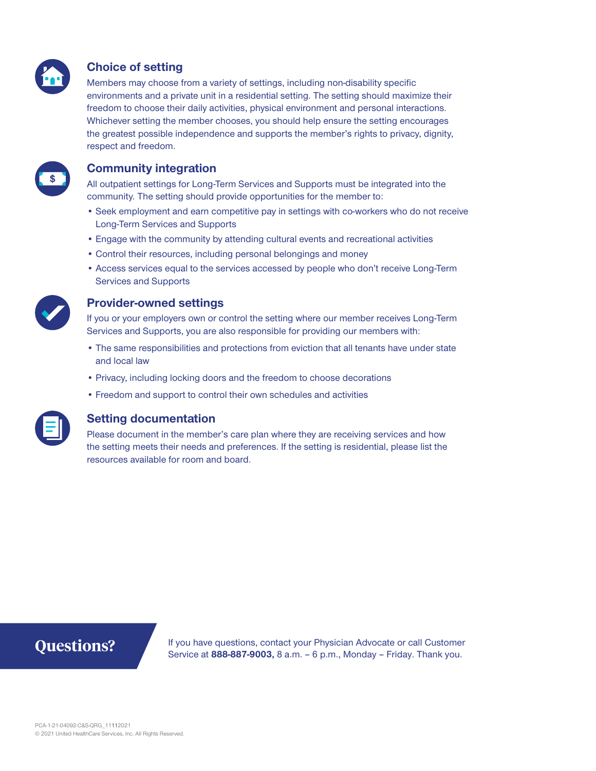## Choice of setting

Members may choose from a variety of settings, including non-disability specific environments and a private unit in a residential setting. The setting should maximize their freedom to choose their daily activities, physical environment and personal interactions. Whichever setting the member chooses, you should help ensure the setting encourages the greatest possible independence and supports the member's rights to privacy, dignity, respect and freedom.

## Community integration

All outpatient settings for Long-Term Services and Supports must be integrated into the community. The setting should provide opportunities for the member to:

- Seek employment and earn competitive pay in settings with co-workers who do not receive Long-Term Services and Supports
- Engage with the community by attending cultural events and recreational activities
- Control their resources, including personal belongings and money
- Access services equal to the services accessed by people who don't receive Long-Term Services and Supports

## Provider-owned settings

If you or your employers own or control the setting where our member receives Long-Term Services and Supports, you are also responsible for providing our members with:

- The same responsibilities and protections from eviction that all tenants have under state and local law
- Privacy, including locking doors and the freedom to choose decorations
- Freedom and support to control their own schedules and activities

## Setting documentation

Please document in the member's care plan where they are receiving services and how the setting meets their needs and preferences. If the setting is residential, please list the resources available for room and board.

## Questions?

If you have questions, contact your Physician Advocate or call Customer Service at **888-887-9003,** 8 a.m. – 6 p.m., Monday – Friday. Thank you.

PCA-1-21-04092-C&S-QRG_11112021
© 2021 United HealthCare Services, Inc. All Rights Reserved.